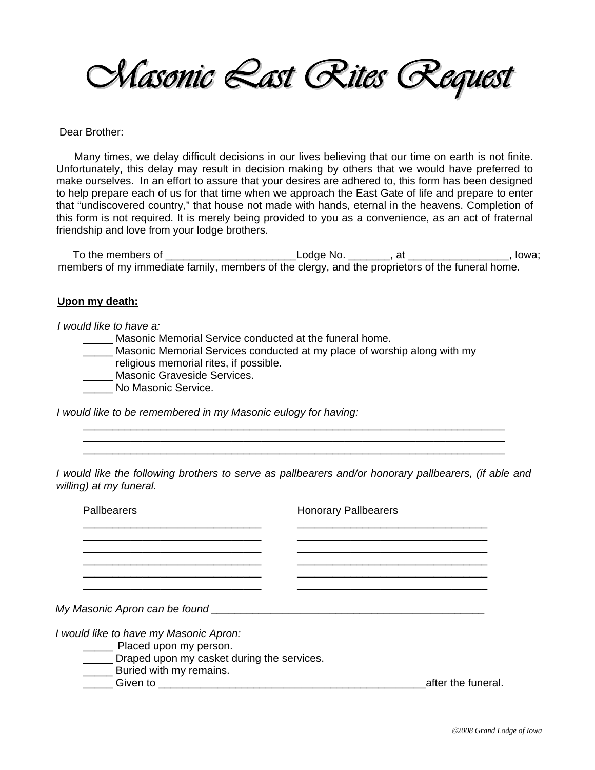# Masonic Last Rites Request

Dear Brother:

Many times, we delay difficult decisions in our lives believing that our time on earth is not finite. Unfortunately, this delay may result in decision making by others that we would have preferred to make ourselves. In an effort to assure that your desires are adhered to, this form has been designed to help prepare each of us for that time when we approach the East Gate of life and prepare to enter that "undiscovered country," that house not made with hands, eternal in the heavens. Completion of this form is not required. It is merely being provided to you as a convenience, as an act of fraternal friendship and love from your lodge brothers.

To the members of ______________________Lodge No. _______, at _________________, Iowa; members of my immediate family, members of the clergy, and the proprietors of the funeral home.

**Upon my death:**

*I would like to have a:*

_____ Masonic Memorial Service conducted at the funeral home.
_____ Masonic Memorial Services conducted at my place of worship along with my religious memorial rites, if possible.
_____ Masonic Graveside Services.
_____ No Masonic Service.

*I would like to be remembered in my Masonic eulogy for having:*

_______________________________________________________________________
_______________________________________________________________________
_______________________________________________________________________

*I would like the following brothers to serve as pallbearers and/or honorary pallbearers, (if able and willing) at my funeral.*

| Pallbearers | Honorary Pallbearers |
|---|---|
| ______________________________ | ________________________________ |
| ______________________________ | ________________________________ |
| ______________________________ | ________________________________ |
| ______________________________ | ________________________________ |
| ______________________________ | ________________________________ |
| ______________________________ | ________________________________ |

*My Masonic Apron can be found* _______________________________________________

*I would like to have my Masonic Apron:*

_____ Placed upon my person.
_____ Draped upon my casket during the services.
_____ Buried with my remains.
_____ Given to _____________________________________________after the funeral.

©2008 Grand Lodge of Iowa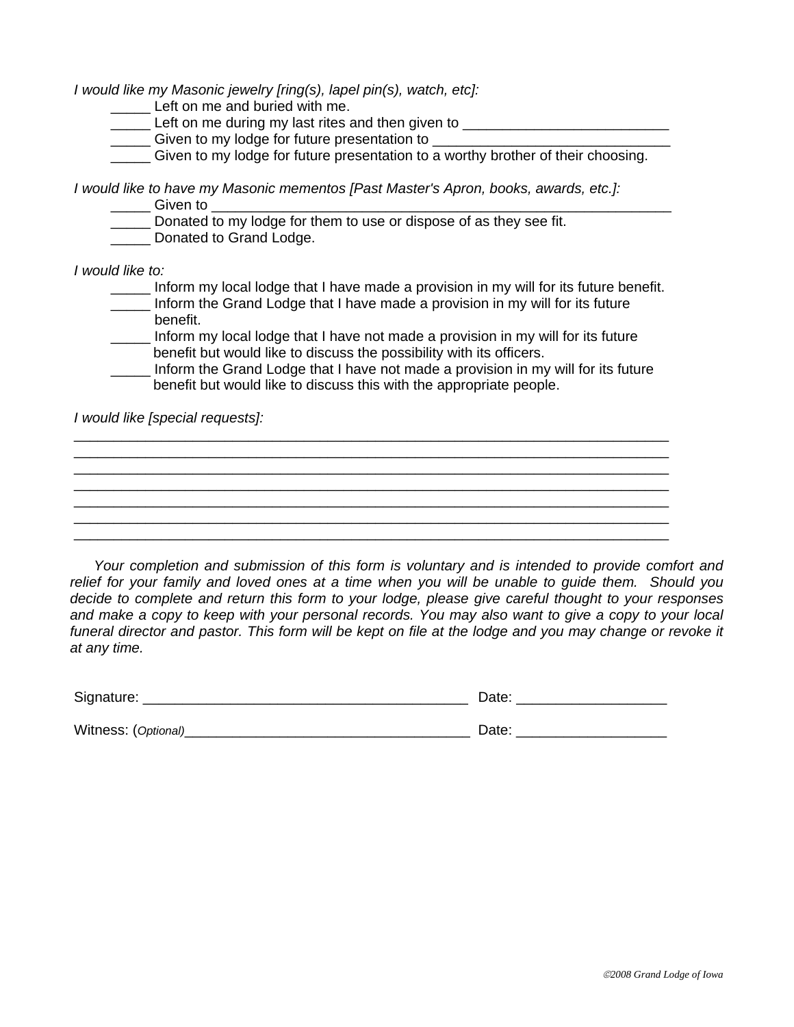*I would like my Masonic jewelry [ring(s), lapel pin(s), watch, etc]:*

_____ Left on me and buried with me.
_____ Left on me during my last rites and then given to __________________________
_____ Given to my lodge for future presentation to ______________________________
_____ Given to my lodge for future presentation to a worthy brother of their choosing.

*I would like to have my Masonic mementos [Past Master's Apron, books, awards, etc.]:*

_____ Given to _________________________________________________________
_____ Donated to my lodge for them to use or dispose of as they see fit.
_____ Donated to Grand Lodge.

*I would like to:*

_____ Inform my local lodge that I have made a provision in my will for its future benefit.
_____ Inform the Grand Lodge that I have made a provision in my will for its future benefit.
_____ Inform my local lodge that I have not made a provision in my will for its future benefit but would like to discuss the possibility with its officers.
_____ Inform the Grand Lodge that I have not made a provision in my will for its future benefit but would like to discuss this with the appropriate people.

*I would like [special requests]:*

___________________________________________________________________________
___________________________________________________________________________
___________________________________________________________________________
___________________________________________________________________________
___________________________________________________________________________
___________________________________________________________________________
___________________________________________________________________________

*Your completion and submission of this form is voluntary and is intended to provide comfort and relief for your family and loved ones at a time when you will be unable to guide them. Should you decide to complete and return this form to your lodge, please give careful thought to your responses and make a copy to keep with your personal records. You may also want to give a copy to your local funeral director and pastor. This form will be kept on file at the lodge and you may change or revoke it at any time.*

Signature: ________________________________________ Date: __________________

Witness: (*Optional*)___________________________________ Date: __________________

*©2008 Grand Lodge of Iowa*